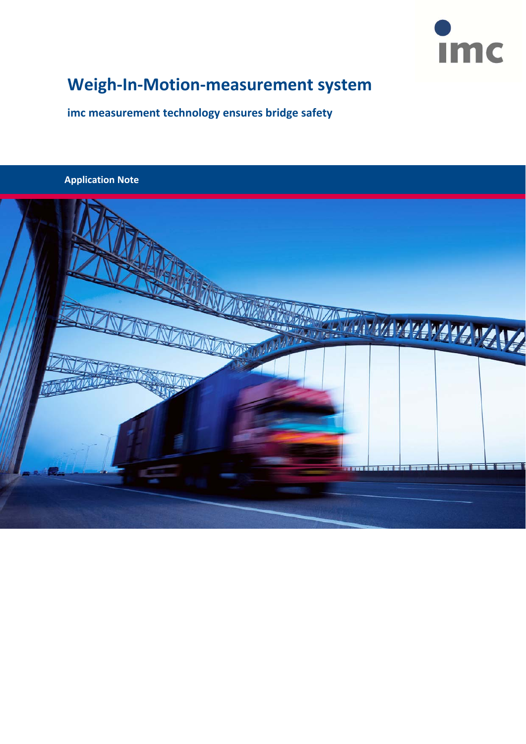# Weigh-In-Motion-measurement system

**imc measurement technology ensures bridge safety**

**Application Note**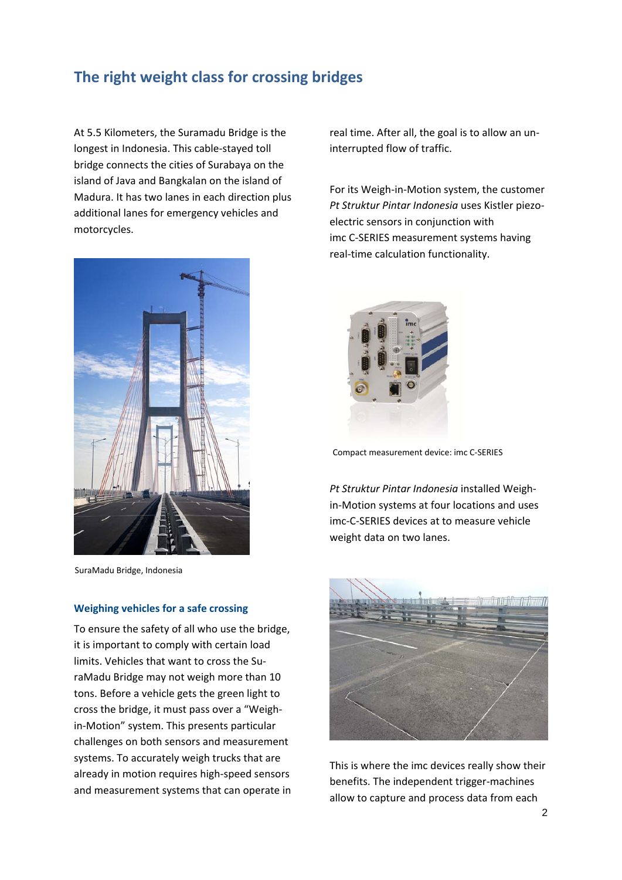# The right weight class for crossing bridges

At 5.5 Kilometers, the Suramadu Bridge is the longest in Indonesia. This cable-stayed toll bridge connects the cities of Surabaya on the island of Java and Bangkalan on the island of Madura. It has two lanes in each direction plus additional lanes for emergency vehicles and motorcycles.

SuraMadu Bridge, Indonesia

## Weighing vehicles for a safe crossing

To ensure the safety of all who use the bridge, it is important to comply with certain load limits. Vehicles that want to cross the SuraMadu Bridge may not weigh more than 10 tons. Before a vehicle gets the green light to cross the bridge, it must pass over a "Weigh-in-Motion" system. This presents particular challenges on both sensors and measurement systems. To accurately weigh trucks that are already in motion requires high-speed sensors and measurement systems that can operate in real time. After all, the goal is to allow an uninterrupted flow of traffic.

For its Weigh-in-Motion system, the customer *Pt Struktur Pintar Indonesia* uses Kistler piezo-electric sensors in conjunction with imc C-SERIES measurement systems having real-time calculation functionality.

Compact measurement device: imc C-SERIES

*Pt Struktur Pintar Indonesia* installed Weigh-in-Motion systems at four locations and uses imc-C-SERIES devices at to measure vehicle weight data on two lanes.

This is where the imc devices really show their benefits. The independent trigger-machines allow to capture and process data from each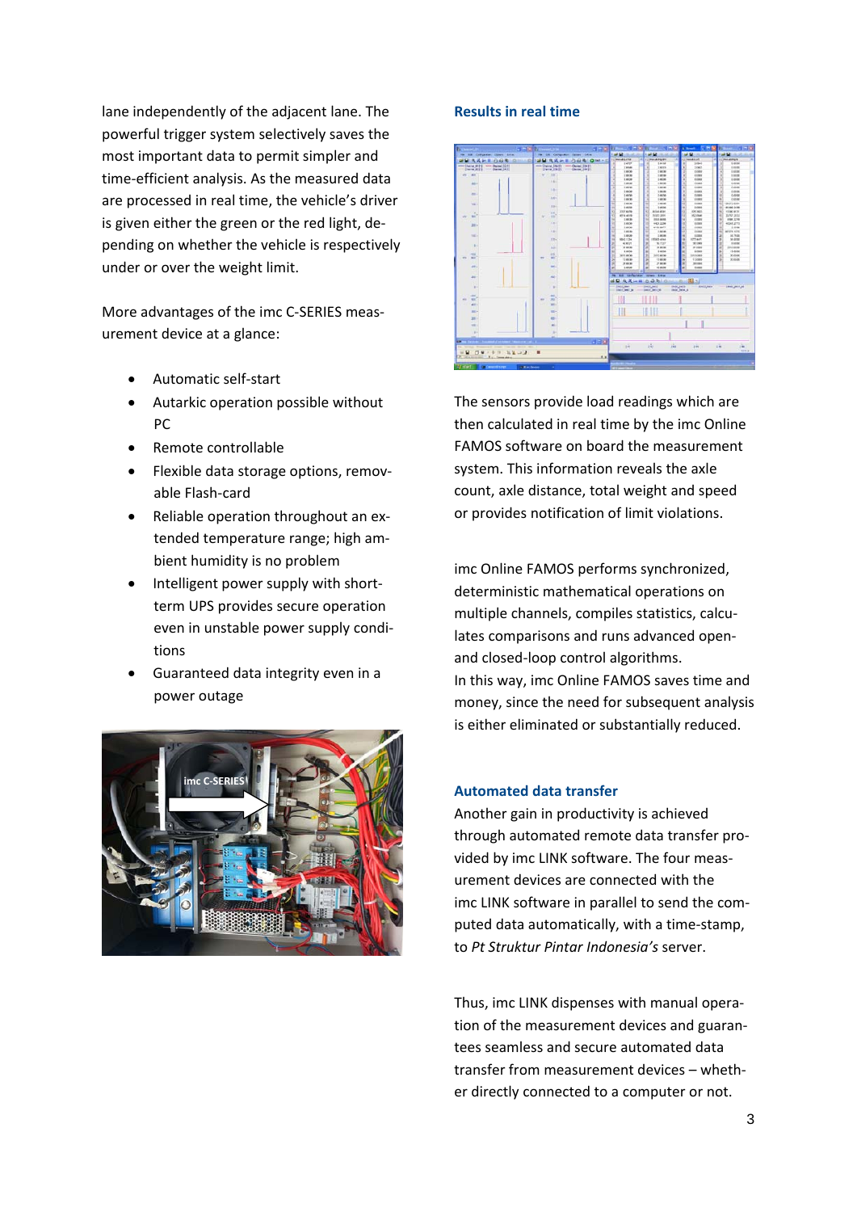lane independently of the adjacent lane. The powerful trigger system selectively saves the most important data to permit simpler and time-efficient analysis. As the measured data are processed in real time, the vehicle's driver is given either the green or the red light, depending on whether the vehicle is respectively under or over the weight limit.

More advantages of the imc C-SERIES measurement device at a glance:

- Automatic self-start
- Autarkic operation possible without PC
- Remote controllable
- Flexible data storage options, removable Flash-card
- Reliable operation throughout an extended temperature range; high ambient humidity is no problem
- Intelligent power supply with short-term UPS provides secure operation even in unstable power supply conditions
- Guaranteed data integrity even in a power outage

### Results in real time

The sensors provide load readings which are then calculated in real time by the imc Online FAMOS software on board the measurement system. This information reveals the axle count, axle distance, total weight and speed or provides notification of limit violations.

imc Online FAMOS performs synchronized, deterministic mathematical operations on multiple channels, compiles statistics, calculates comparisons and runs advanced open- and closed-loop control algorithms.
In this way, imc Online FAMOS saves time and money, since the need for subsequent analysis is either eliminated or substantially reduced.

### Automated data transfer

Another gain in productivity is achieved through automated remote data transfer provided by imc LINK software. The four measurement devices are connected with the imc LINK software in parallel to send the computed data automatically, with a time-stamp, to *Pt Struktur Pintar Indonesia's* server.

Thus, imc LINK dispenses with manual operation of the measurement devices and guarantees seamless and secure automated data transfer from measurement devices – whether directly connected to a computer or not.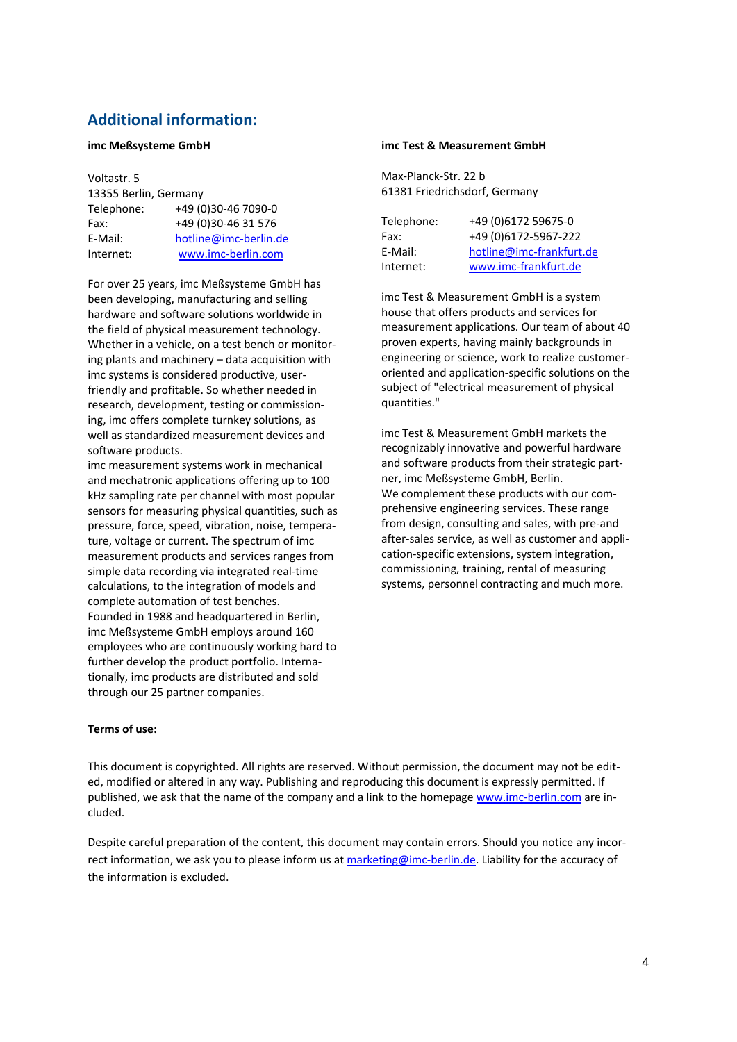## Additional information:

**imc Meßsysteme GmbH**

Voltastr. 5
13355 Berlin, Germany

| | |
|---|---|
| Telephone: | +49 (0)30-46 7090-0 |
| Fax: | +49 (0)30-46 31 576 |
| E-Mail: | hotline@imc-berlin.de |
| Internet: | www.imc-berlin.com |

For over 25 years, imc Meßsysteme GmbH has been developing, manufacturing and selling hardware and software solutions worldwide in the field of physical measurement technology. Whether in a vehicle, on a test bench or monitoring plants and machinery – data acquisition with imc systems is considered productive, user-friendly and profitable. So whether needed in research, development, testing or commissioning, imc offers complete turnkey solutions, as well as standardized measurement devices and software products.
imc measurement systems work in mechanical and mechatronic applications offering up to 100 kHz sampling rate per channel with most popular sensors for measuring physical quantities, such as pressure, force, speed, vibration, noise, temperature, voltage or current. The spectrum of imc measurement products and services ranges from simple data recording via integrated real-time calculations, to the integration of models and complete automation of test benches.
Founded in 1988 and headquartered in Berlin, imc Meßsysteme GmbH employs around 160 employees who are continuously working hard to further develop the product portfolio. Internationally, imc products are distributed and sold through our 25 partner companies.

**imc Test & Measurement GmbH**

Max-Planck-Str. 22 b
61381 Friedrichsdorf, Germany

| | |
|---|---|
| Telephone: | +49 (0)6172 59675-0 |
| Fax: | +49 (0)6172-5967-222 |
| E-Mail: | hotline@imc-frankfurt.de |
| Internet: | www.imc-frankfurt.de |

imc Test & Measurement GmbH is a system house that offers products and services for measurement applications. Our team of about 40 proven experts, having mainly backgrounds in engineering or science, work to realize customer-oriented and application-specific solutions on the subject of "electrical measurement of physical quantities."

imc Test & Measurement GmbH markets the recognizably innovative and powerful hardware and software products from their strategic partner, imc Meßsysteme GmbH, Berlin.
We complement these products with our comprehensive engineering services. These range from design, consulting and sales, with pre-and after-sales service, as well as customer and application-specific extensions, system integration, commissioning, training, rental of measuring systems, personnel contracting and much more.

**Terms of use:**

This document is copyrighted. All rights are reserved. Without permission, the document may not be edited, modified or altered in any way. Publishing and reproducing this document is expressly permitted. If published, we ask that the name of the company and a link to the homepage www.imc-berlin.com are included.

Despite careful preparation of the content, this document may contain errors. Should you notice any incorrect information, we ask you to please inform us at marketing@imc-berlin.de. Liability for the accuracy of the information is excluded.